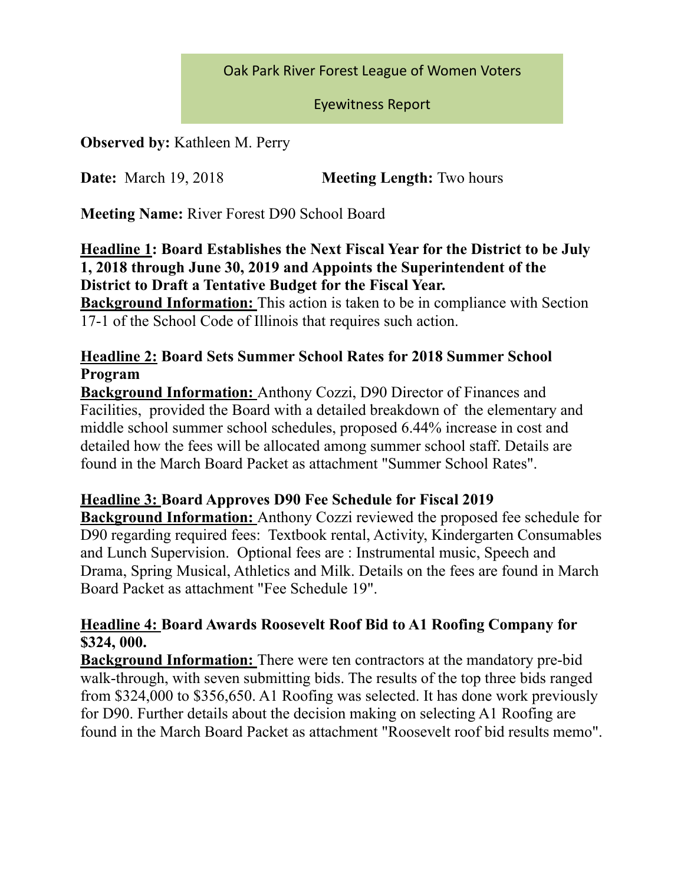Oak Park River Forest League of Women Voters

Eyewitness Report

**Observed by:** Kathleen M. Perry

**Date:** March 19, 2018 **Meeting Length:** Two hours

**Meeting Name:** River Forest D90 School Board

**Headline 1: Board Establishes the Next Fiscal Year for the District to be July 1, 2018 through June 30, 2019 and Appoints the Superintendent of the District to Draft a Tentative Budget for the Fiscal Year.**
**Background Information:** This action is taken to be in compliance with Section 17-1 of the School Code of Illinois that requires such action.

**Headline 2: Board Sets Summer School Rates for 2018 Summer School Program**
**Background Information:** Anthony Cozzi, D90 Director of Finances and Facilities, provided the Board with a detailed breakdown of the elementary and middle school summer school schedules, proposed 6.44% increase in cost and detailed how the fees will be allocated among summer school staff. Details are found in the March Board Packet as attachment "Summer School Rates".

**Headline 3: Board Approves D90 Fee Schedule for Fiscal 2019**
**Background Information:** Anthony Cozzi reviewed the proposed fee schedule for D90 regarding required fees: Textbook rental, Activity, Kindergarten Consumables and Lunch Supervision. Optional fees are : Instrumental music, Speech and Drama, Spring Musical, Athletics and Milk. Details on the fees are found in March Board Packet as attachment "Fee Schedule 19".

**Headline 4: Board Awards Roosevelt Roof Bid to A1 Roofing Company for $324, 000.**
**Background Information:** There were ten contractors at the mandatory pre-bid walk-through, with seven submitting bids. The results of the top three bids ranged from $324,000 to $356,650. A1 Roofing was selected. It has done work previously for D90. Further details about the decision making on selecting A1 Roofing are found in the March Board Packet as attachment "Roosevelt roof bid results memo".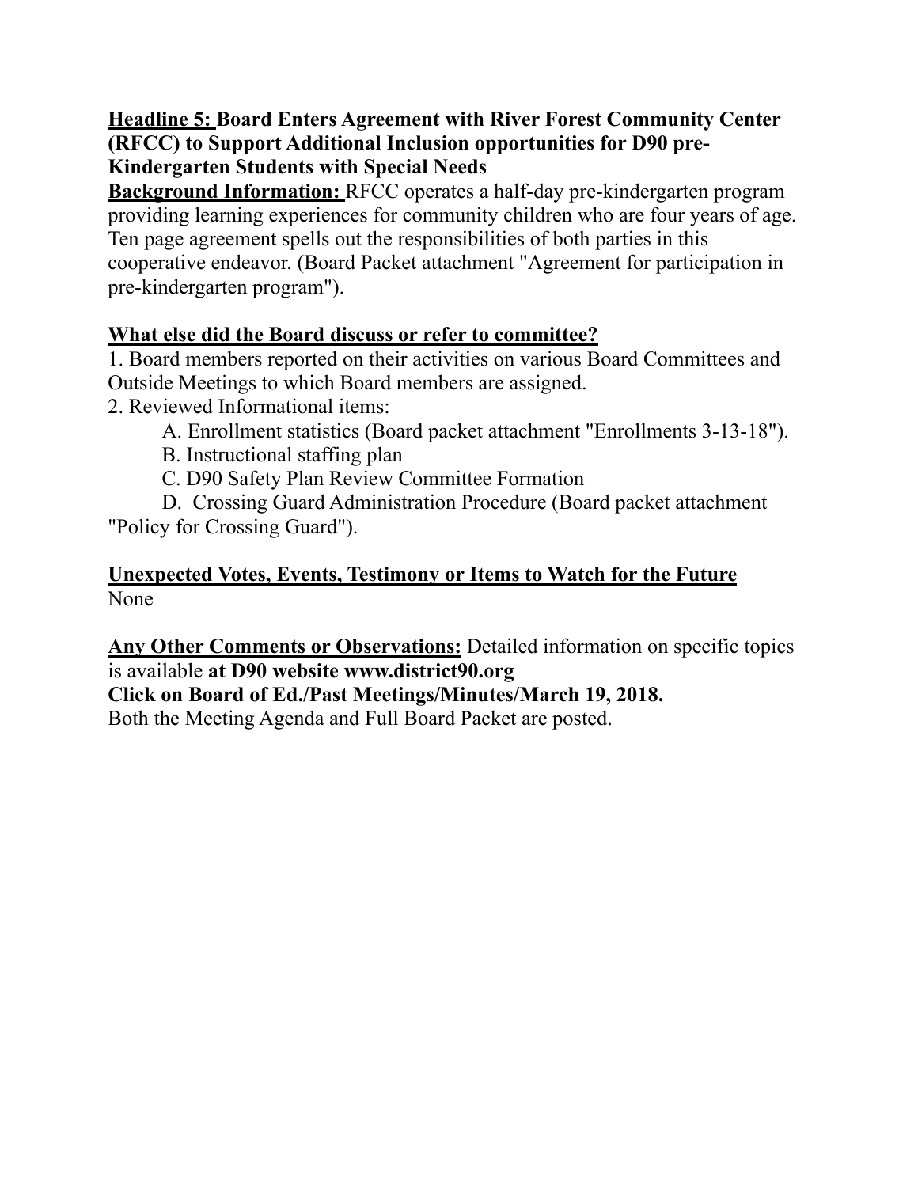**Headline 5: Board Enters Agreement with River Forest Community Center (RFCC) to Support Additional Inclusion opportunities for D90 pre-Kindergarten Students with Special Needs**

**Background Information:** RFCC operates a half-day pre-kindergarten program providing learning experiences for community children who are four years of age. Ten page agreement spells out the responsibilities of both parties in this cooperative endeavor. (Board Packet attachment "Agreement for participation in pre-kindergarten program").

**What else did the Board discuss or refer to committee?**

1. Board members reported on their activities on various Board Committees and Outside Meetings to which Board members are assigned.
2. Reviewed Informational items:
   A. Enrollment statistics (Board packet attachment "Enrollments 3-13-18").
   B. Instructional staffing plan
   C. D90 Safety Plan Review Committee Formation
   D. Crossing Guard Administration Procedure (Board packet attachment "Policy for Crossing Guard").

**Unexpected Votes, Events, Testimony or Items to Watch for the Future**

None

**Any Other Comments or Observations:** Detailed information on specific topics is available **at D90 website www.district90.org**

**Click on Board of Ed./Past Meetings/Minutes/March 19, 2018.**

Both the Meeting Agenda and Full Board Packet are posted.